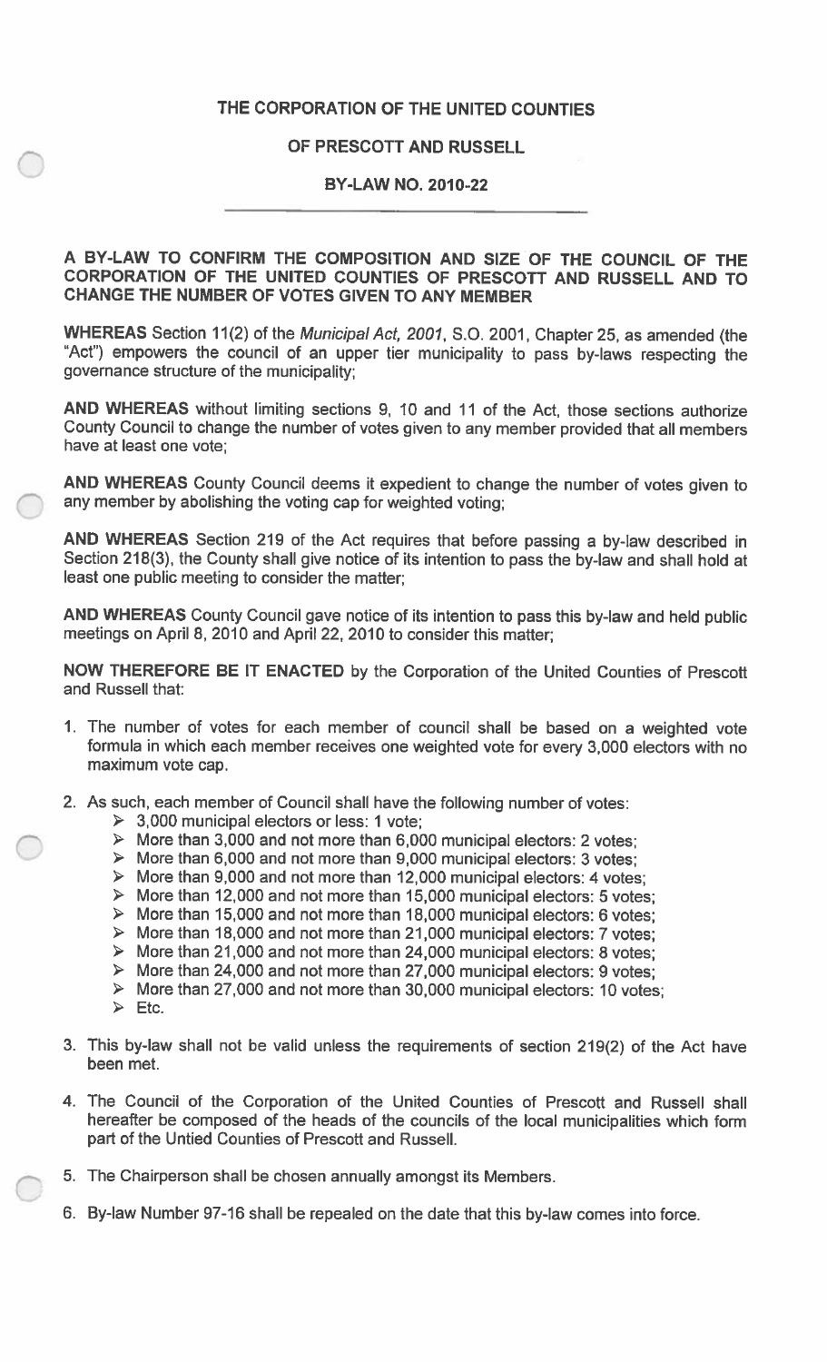# THE CORPORATION OF THE UNITED COUNTIES

# OF PRESCOTT AND RUSSELL

## BY-LAW NO. 2010-22

**A BY-LAW TO CONFIRM THE COMPOSITION AND SIZE OF THE COUNCIL OF THE CORPORATION OF THE UNITED COUNTIES OF PRESCOTT AND RUSSELL AND TO CHANGE THE NUMBER OF VOTES GIVEN TO ANY MEMBER**

**WHEREAS** Section 11(2) of the *Municipal Act, 2001*, S.O. 2001, Chapter 25, as amended (the "Act") empowers the council of an upper tier municipality to pass by-laws respecting the governance structure of the municipality;

**AND WHEREAS** without limiting sections 9, 10 and 11 of the Act, those sections authorize County Council to change the number of votes given to any member provided that all members have at least one vote;

**AND WHEREAS** County Council deems it expedient to change the number of votes given to any member by abolishing the voting cap for weighted voting;

**AND WHEREAS** Section 219 of the Act requires that before passing a by-law described in Section 218(3), the County shall give notice of its intention to pass the by-law and shall hold at least one public meeting to consider the matter;

**AND WHEREAS** County Council gave notice of its intention to pass this by-law and held public meetings on April 8, 2010 and April 22, 2010 to consider this matter;

**NOW THEREFORE BE IT ENACTED** by the Corporation of the United Counties of Prescott and Russell that:

1. The number of votes for each member of council shall be based on a weighted vote formula in which each member receives one weighted vote for every 3,000 electors with no maximum vote cap.

2. As such, each member of Council shall have the following number of votes:
   - 3,000 municipal electors or less: 1 vote;
   - More than 3,000 and not more than 6,000 municipal electors: 2 votes;
   - More than 6,000 and not more than 9,000 municipal electors: 3 votes;
   - More than 9,000 and not more than 12,000 municipal electors: 4 votes;
   - More than 12,000 and not more than 15,000 municipal electors: 5 votes;
   - More than 15,000 and not more than 18,000 municipal electors: 6 votes;
   - More than 18,000 and not more than 21,000 municipal electors: 7 votes;
   - More than 21,000 and not more than 24,000 municipal electors: 8 votes;
   - More than 24,000 and not more than 27,000 municipal electors: 9 votes;
   - More than 27,000 and not more than 30,000 municipal electors: 10 votes;
   - Etc.

3. This by-law shall not be valid unless the requirements of section 219(2) of the Act have been met.

4. The Council of the Corporation of the United Counties of Prescott and Russell shall hereafter be composed of the heads of the councils of the local municipalities which form part of the Untied Counties of Prescott and Russell.

5. The Chairperson shall be chosen annually amongst its Members.

6. By-law Number 97-16 shall be repealed on the date that this by-law comes into force.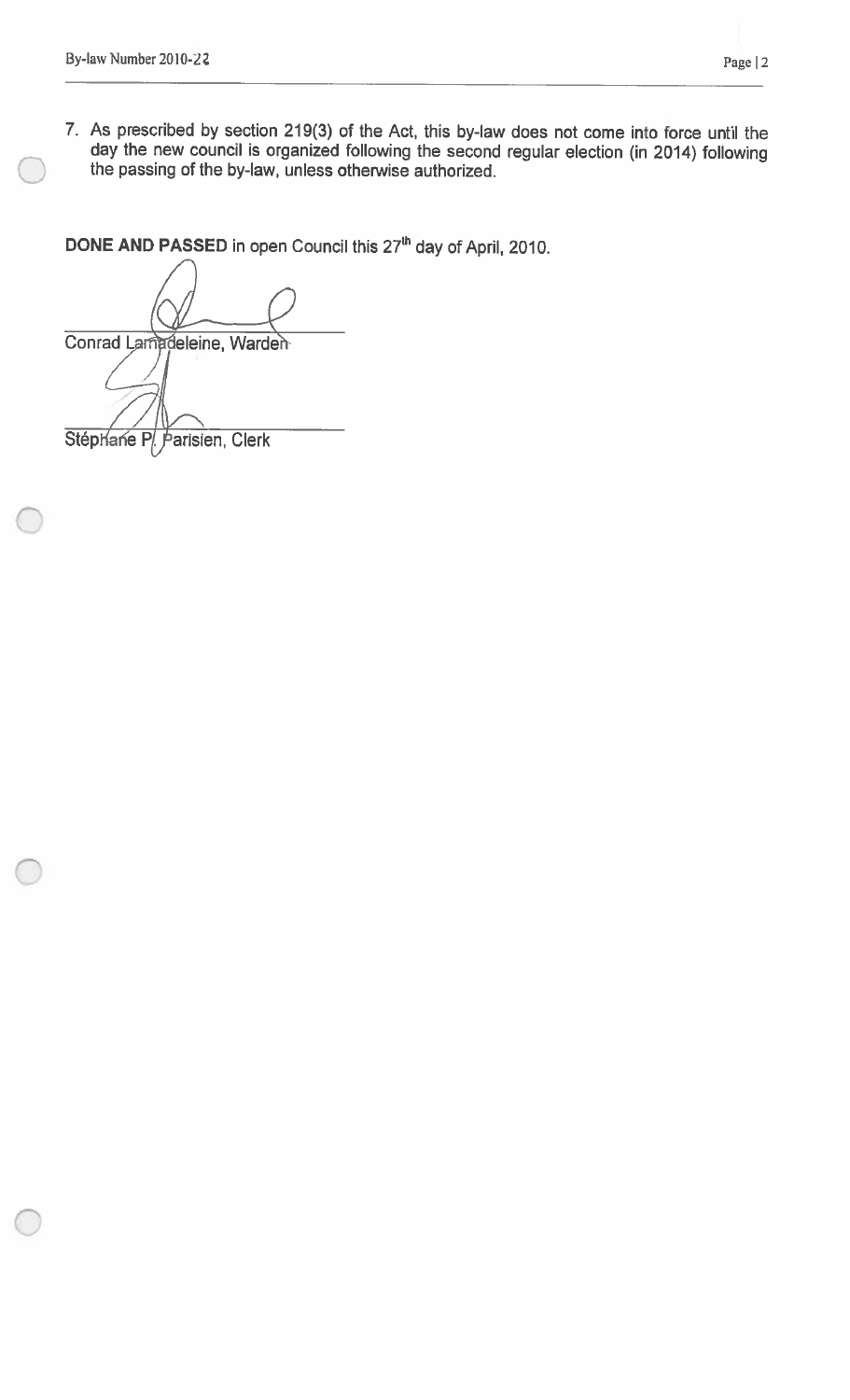7. As prescribed by section 219(3) of the Act, this by-law does not come into force until the day the new council is organized following the second regular election (in 2014) following the passing of the by-law, unless otherwise authorized.

**DONE AND PASSED** in open Council this 27th day of April, 2010.

Conrad Lamadeleine, Warden

Stéphane P. Parisien, Clerk